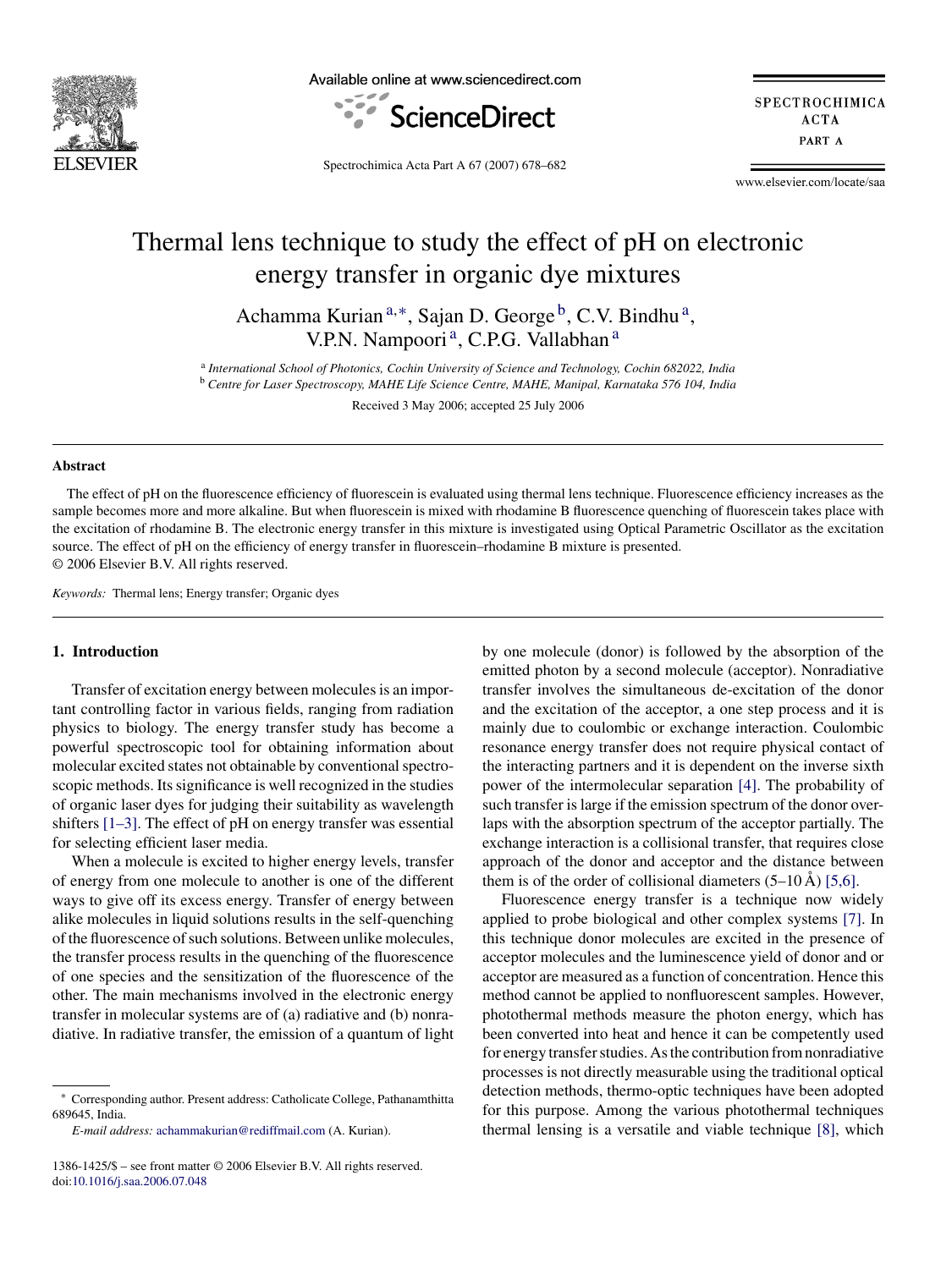# Thermal lens technique to study the effect of pH on electronic energy transfer in organic dye mixtures

Achamma Kurian [a,*], Sajan D. George [b], C.V. Bindhu [a], V.P.N. Nampoori [a], C.P.G. Vallabhan [a]

[a] *International School of Photonics, Cochin University of Science and Technology, Cochin 682022, India*
[b] *Centre for Laser Spectroscopy, MAHE Life Science Centre, MAHE, Manipal, Karnataka 576 104, India*

Received 3 May 2006; accepted 25 July 2006

## Abstract

The effect of pH on the fluorescence efficiency of fluorescein is evaluated using thermal lens technique. Fluorescence efficiency increases as the sample becomes more and more alkaline. But when fluorescein is mixed with rhodamine B fluorescence quenching of fluorescein takes place with the excitation of rhodamine B. The electronic energy transfer in this mixture is investigated using Optical Parametric Oscillator as the excitation source. The effect of pH on the efficiency of energy transfer in fluorescein–rhodamine B mixture is presented.
© 2006 Elsevier B.V. All rights reserved.

*Keywords:* Thermal lens; Energy transfer; Organic dyes

## 1. Introduction

Transfer of excitation energy between molecules is an important controlling factor in various fields, ranging from radiation physics to biology. The energy transfer study has become a powerful spectroscopic tool for obtaining information about molecular excited states not obtainable by conventional spectroscopic methods. Its significance is well recognized in the studies of organic laser dyes for judging their suitability as wavelength shifters [1–3]. The effect of pH on energy transfer was essential for selecting efficient laser media.

When a molecule is excited to higher energy levels, transfer of energy from one molecule to another is one of the different ways to give off its excess energy. Transfer of energy between alike molecules in liquid solutions results in the self-quenching of the fluorescence of such solutions. Between unlike molecules, the transfer process results in the quenching of the fluorescence of one species and the sensitization of the fluorescence of the other. The main mechanisms involved in the electronic energy transfer in molecular systems are of (a) radiative and (b) nonradiative. In radiative transfer, the emission of a quantum of light by one molecule (donor) is followed by the absorption of the emitted photon by a second molecule (acceptor). Nonradiative transfer involves the simultaneous de-excitation of the donor and the excitation of the acceptor, a one step process and it is mainly due to coulombic or exchange interaction. Coulombic resonance energy transfer does not require physical contact of the interacting partners and it is dependent on the inverse sixth power of the intermolecular separation [4]. The probability of such transfer is large if the emission spectrum of the donor overlaps with the absorption spectrum of the acceptor partially. The exchange interaction is a collisional transfer, that requires close approach of the donor and acceptor and the distance between them is of the order of collisional diameters (5–10 Å) [5,6].

Fluorescence energy transfer is a technique now widely applied to probe biological and other complex systems [7]. In this technique donor molecules are excited in the presence of acceptor molecules and the luminescence yield of donor and or acceptor are measured as a function of concentration. Hence this method cannot be applied to nonfluorescent samples. However, photothermal methods measure the photon energy, which has been converted into heat and hence it can be competently used for energy transfer studies. As the contribution from nonradiative processes is not directly measurable using the traditional optical detection methods, thermo-optic techniques have been adopted for this purpose. Among the various photothermal techniques thermal lensing is a versatile and viable technique [8], which

* Corresponding author. Present address: Catholicate College, Pathanamthitta 689645, India.
*E-mail address:* achammakurian@rediffmail.com (A. Kurian).

1386-1425/$ – see front matter © 2006 Elsevier B.V. All rights reserved.
doi:10.1016/j.saa.2006.07.048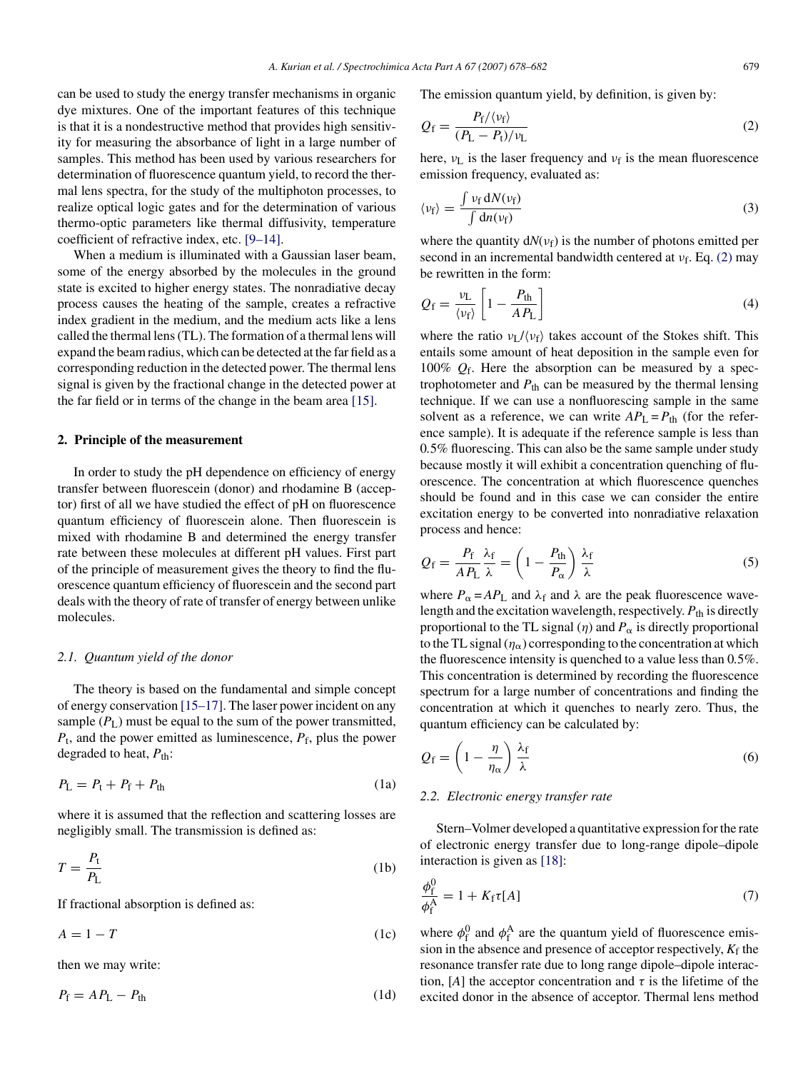can be used to study the energy transfer mechanisms in organic dye mixtures. One of the important features of this technique is that it is a nondestructive method that provides high sensitivity for measuring the absorbance of light in a large number of samples. This method has been used by various researchers for determination of fluorescence quantum yield, to record the thermal lens spectra, for the study of the multiphoton processes, to realize optical logic gates and for the determination of various thermo-optic parameters like thermal diffusivity, temperature coefficient of refractive index, etc. [9–14].

When a medium is illuminated with a Gaussian laser beam, some of the energy absorbed by the molecules in the ground state is excited to higher energy states. The nonradiative decay process causes the heating of the sample, creates a refractive index gradient in the medium, and the medium acts like a lens called the thermal lens (TL). The formation of a thermal lens will expand the beam radius, which can be detected at the far field as a corresponding reduction in the detected power. The thermal lens signal is given by the fractional change in the detected power at the far field or in terms of the change in the beam area [15].

## 2. Principle of the measurement

In order to study the pH dependence on efficiency of energy transfer between fluorescein (donor) and rhodamine B (acceptor) first of all we have studied the effect of pH on fluorescence quantum efficiency of fluorescein alone. Then fluorescein is mixed with rhodamine B and determined the energy transfer rate between these molecules at different pH values. First part of the principle of measurement gives the theory to find the fluorescence quantum efficiency of fluorescein and the second part deals with the theory of rate of transfer of energy between unlike molecules.

### 2.1. Quantum yield of the donor

The theory is based on the fundamental and simple concept of energy conservation [15–17]. The laser power incident on any sample ($P_L$) must be equal to the sum of the power transmitted, $P_t$, and the power emitted as luminescence, $P_f$, plus the power degraded to heat, $P_{th}$:

$$P_L = P_t + P_f + P_{th} \tag{1a}$$

where it is assumed that the reflection and scattering losses are negligibly small. The transmission is defined as:

$$T = \frac{P_t}{P_L} \tag{1b}$$

If fractional absorption is defined as:

$$A = 1 - T \tag{1c}$$

then we may write:

$$P_f = AP_L - P_{th} \tag{1d}$$

The emission quantum yield, by definition, is given by:

$$Q_f = \frac{P_f/\langle \nu_f \rangle}{(P_L - P_t)/\nu_L} \tag{2}$$

here, $\nu_L$ is the laser frequency and $\nu_f$ is the mean fluorescence emission frequency, evaluated as:

$$\langle \nu_f \rangle = \frac{\int \nu_f \, dN(\nu_f)}{\int dn(\nu_f)} \tag{3}$$

where the quantity $dN(\nu_f)$ is the number of photons emitted per second in an incremental bandwidth centered at $\nu_f$. Eq. (2) may be rewritten in the form:

$$Q_f = \frac{\nu_L}{\langle \nu_f \rangle} \left[ 1 - \frac{P_{th}}{AP_L} \right] \tag{4}$$

where the ratio $\nu_L/\langle \nu_f \rangle$ takes account of the Stokes shift. This entails some amount of heat deposition in the sample even for 100% $Q_f$. Here the absorption can be measured by a spectrophotometer and $P_{th}$ can be measured by the thermal lensing technique. If we can use a nonfluorescing sample in the same solvent as a reference, we can write $AP_L = P_{th}$ (for the reference sample). It is adequate if the reference sample is less than 0.5% fluorescing. This can also be the same sample under study because mostly it will exhibit a concentration quenching of fluorescence. The concentration at which fluorescence quenches should be found and in this case we can consider the entire excitation energy to be converted into nonradiative relaxation process and hence:

$$Q_f = \frac{P_f}{AP_L} \frac{\lambda_f}{\lambda} = \left( 1 - \frac{P_{th}}{P_\alpha} \right) \frac{\lambda_f}{\lambda} \tag{5}$$

where $P_\alpha = AP_L$ and $\lambda_f$ and $\lambda$ are the peak fluorescence wavelength and the excitation wavelength, respectively. $P_{th}$ is directly proportional to the TL signal ($\eta$) and $P_\alpha$ is directly proportional to the TL signal ($\eta_\alpha$) corresponding to the concentration at which the fluorescence intensity is quenched to a value less than 0.5%. This concentration is determined by recording the fluorescence spectrum for a large number of concentrations and finding the concentration at which it quenches to nearly zero. Thus, the quantum efficiency can be calculated by:

$$Q_f = \left( 1 - \frac{\eta}{\eta_\alpha} \right) \frac{\lambda_f}{\lambda} \tag{6}$$

### 2.2. Electronic energy transfer rate

Stern–Volmer developed a quantitative expression for the rate of electronic energy transfer due to long-range dipole–dipole interaction is given as [18]:

$$\frac{\phi_f^0}{\phi_f^A} = 1 + K_f \tau [A] \tag{7}$$

where $\phi_f^0$ and $\phi_f^A$ are the quantum yield of fluorescence emission in the absence and presence of acceptor respectively, $K_f$ the resonance transfer rate due to long range dipole–dipole interaction, $[A]$ the acceptor concentration and $\tau$ is the lifetime of the excited donor in the absence of acceptor. Thermal lens method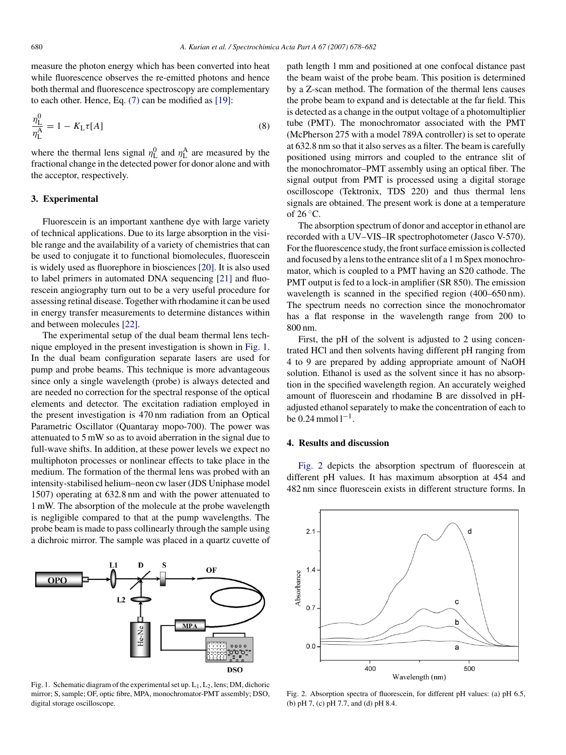measure the photon energy which has been converted into heat while fluorescence observes the re-emitted photons and hence both thermal and fluorescence spectroscopy are complementary to each other. Hence, Eq. (7) can be modified as [19]:

$$\frac{\eta_L^0}{\eta_L^A} = 1 - K_L \tau [A] \tag{8}$$

where the thermal lens signal $\eta_L^0$ and $\eta_L^A$ are measured by the fractional change in the detected power for donor alone and with the acceptor, respectively.

## 3. Experimental

Fluorescein is an important xanthene dye with large variety of technical applications. Due to its large absorption in the visible range and the availability of a variety of chemistries that can be used to conjugate it to functional biomolecules, fluorescein is widely used as fluorephore in biosciences [20]. It is also used to label primers in automated DNA sequencing [21] and fluorescein angiography turn out to be a very useful procedure for assessing retinal disease. Together with rhodamine it can be used in energy transfer measurements to determine distances within and between molecules [22].

The experimental setup of the dual beam thermal lens technique employed in the present investigation is shown in Fig. 1. In the dual beam configuration separate lasers are used for pump and probe beams. This technique is more advantageous since only a single wavelength (probe) is always detected and are needed no correction for the spectral response of the optical elements and detector. The excitation radiation employed in the present investigation is 470 nm radiation from an Optical Parametric Oscillator (Quantaray mopo-700). The power was attenuated to 5 mW so as to avoid aberration in the signal due to full-wave shifts. In addition, at these power levels we expect no multiphoton processes or nonlinear effects to take place in the medium. The formation of the thermal lens was probed with an intensity-stabilised helium–neon cw laser (JDS Uniphase model 1507) operating at 632.8 nm and with the power attenuated to 1 mW. The absorption of the molecule at the probe wavelength is negligible compared to that at the pump wavelengths. The probe beam is made to pass collinearly through the sample using a dichroic mirror. The sample was placed in a quartz cuvette of path length 1 mm and positioned at one confocal distance past the beam waist of the probe beam. This position is determined by a Z-scan method. The formation of the thermal lens causes the probe beam to expand and is detectable at the far field. This is detected as a change in the output voltage of a photomultiplier tube (PMT). The monochromator associated with the PMT (McPherson 275 with a model 789A controller) is set to operate at 632.8 nm so that it also serves as a filter. The beam is carefully positioned using mirrors and coupled to the entrance slit of the monochromator–PMT assembly using an optical fiber. The signal output from PMT is processed using a digital storage oscilloscope (Tektronix, TDS 220) and thus thermal lens signals are obtained. The present work is done at a temperature of 26 °C.

Fig. 1. Schematic diagram of the experimental set up. $L_1$, $L_2$, lens; DM, dichoric mirror; S, sample; OF, optic fibre, MPA, monochromator-PMT assembly; DSO, digital storage oscilloscope.

The absorption spectrum of donor and acceptor in ethanol are recorded with a UV–VIS–IR spectrophotometer (Jasco V-570). For the fluorescence study, the front surface emission is collected and focused by a lens to the entrance slit of a 1 m Spex monochromator, which is coupled to a PMT having an S20 cathode. The PMT output is fed to a lock-in amplifier (SR 850). The emission wavelength is scanned in the specified region (400–650 nm). The spectrum needs no correction since the monochromator has a flat response in the wavelength range from 200 to 800 nm.

First, the pH of the solvent is adjusted to 2 using concentrated HCl and then solvents having different pH ranging from 4 to 9 are prepared by adding appropriate amount of NaOH solution. Ethanol is used as the solvent since it has no absorption in the specified wavelength region. An accurately weighed amount of fluorescein and rhodamine B are dissolved in pH-adjusted ethanol separately to make the concentration of each to be 0.24 mmol $l^{-1}$.

## 4. Results and discussion

Fig. 2 depicts the absorption spectrum of fluorescein at different pH values. It has maximum absorption at 454 and 482 nm since fluorescein exists in different structure forms. In

Fig. 2. Absorption spectra of fluorescein, for different pH values: (a) pH 6.5, (b) pH 7, (c) pH 7.7, and (d) pH 8.4.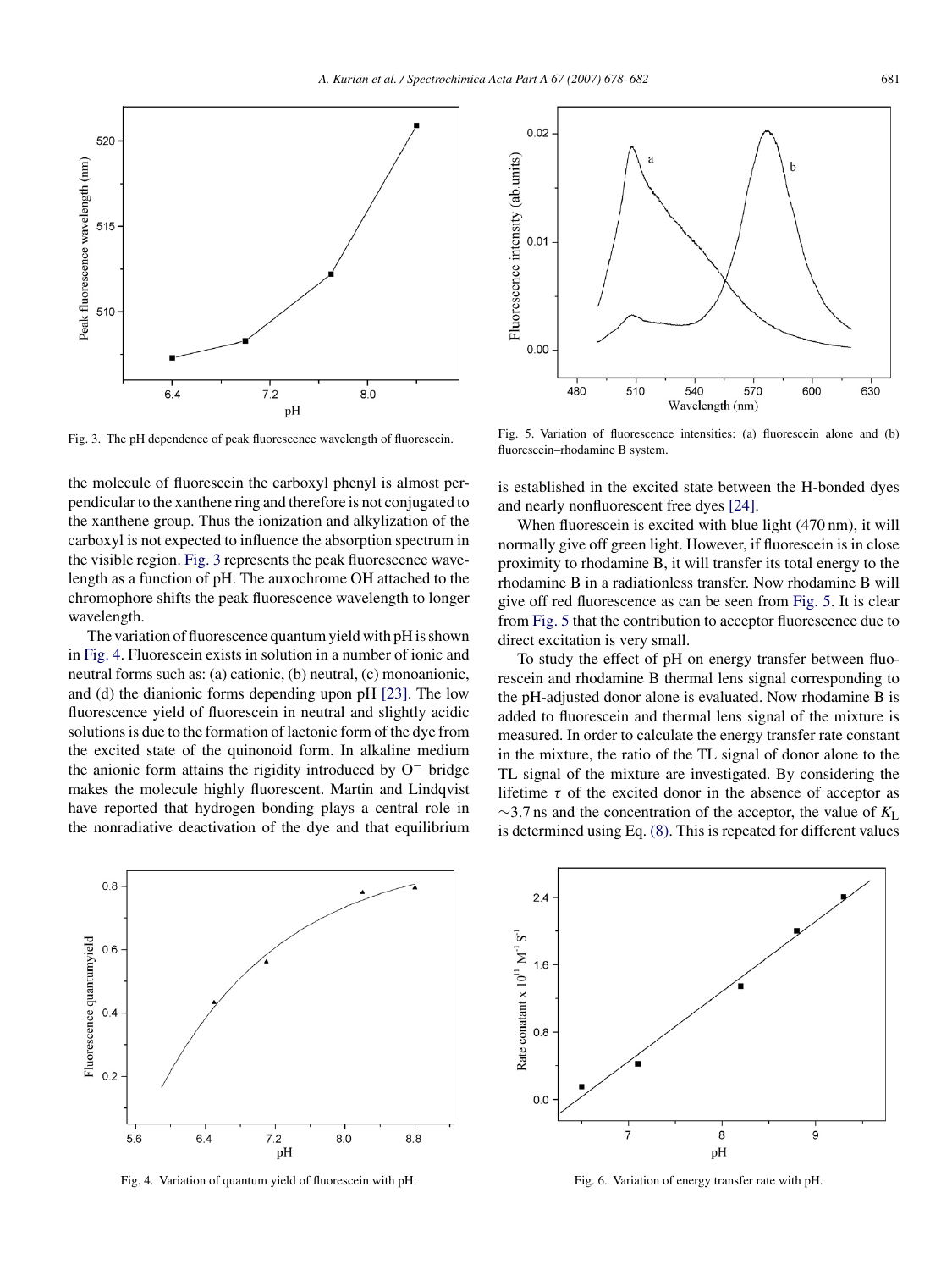the molecule of fluorescein the carboxyl phenyl is almost perpendicular to the xanthene ring and therefore is not conjugated to the xanthene group. Thus the ionization and alkylization of the carboxyl is not expected to influence the absorption spectrum in the visible region. Fig. 3 represents the peak fluorescence wavelength as a function of pH. The auxochrome OH attached to the chromophore shifts the peak fluorescence wavelength to longer wavelength.

The variation of fluorescence quantum yield with pH is shown in Fig. 4. Fluorescein exists in solution in a number of ionic and neutral forms such as: (a) cationic, (b) neutral, (c) monoanionic, and (d) the dianionic forms depending upon pH [23]. The low fluorescence yield of fluorescein in neutral and slightly acidic solutions is due to the formation of lactonic form of the dye from the excited state of the quinonoid form. In alkaline medium the anionic form attains the rigidity introduced by $O^-$ bridge makes the molecule highly fluorescent. Martin and Lindqvist have reported that hydrogen bonding plays a central role in the nonradiative deactivation of the dye and that equilibrium is established in the excited state between the H-bonded dyes and nearly nonfluorescent free dyes [24].

When fluorescein is excited with blue light (470 nm), it will normally give off green light. However, if fluorescein is in close proximity to rhodamine B, it will transfer its total energy to the rhodamine B in a radiationless transfer. Now rhodamine B will give off red fluorescence as can be seen from Fig. 5. It is clear from Fig. 5 that the contribution to acceptor fluorescence due to direct excitation is very small.

To study the effect of pH on energy transfer between fluorescein and rhodamine B thermal lens signal corresponding to the pH-adjusted donor alone is evaluated. Now rhodamine B is added to fluorescein and thermal lens signal of the mixture is measured. In order to calculate the energy transfer rate constant in the mixture, the ratio of the TL signal of donor alone to the TL signal of the mixture are investigated. By considering the lifetime $\tau$ of the excited donor in the absence of acceptor as ~3.7 ns and the concentration of the acceptor, the value of $K_L$ is determined using Eq. (8). This is repeated for different values

Fig. 3. The pH dependence of peak fluorescence wavelength of fluorescein.

Fig. 4. Variation of quantum yield of fluorescein with pH.

Fig. 5. Variation of fluorescence intensities: (a) fluorescein alone and (b) fluorescein–rhodamine B system.

Fig. 6. Variation of energy transfer rate with pH.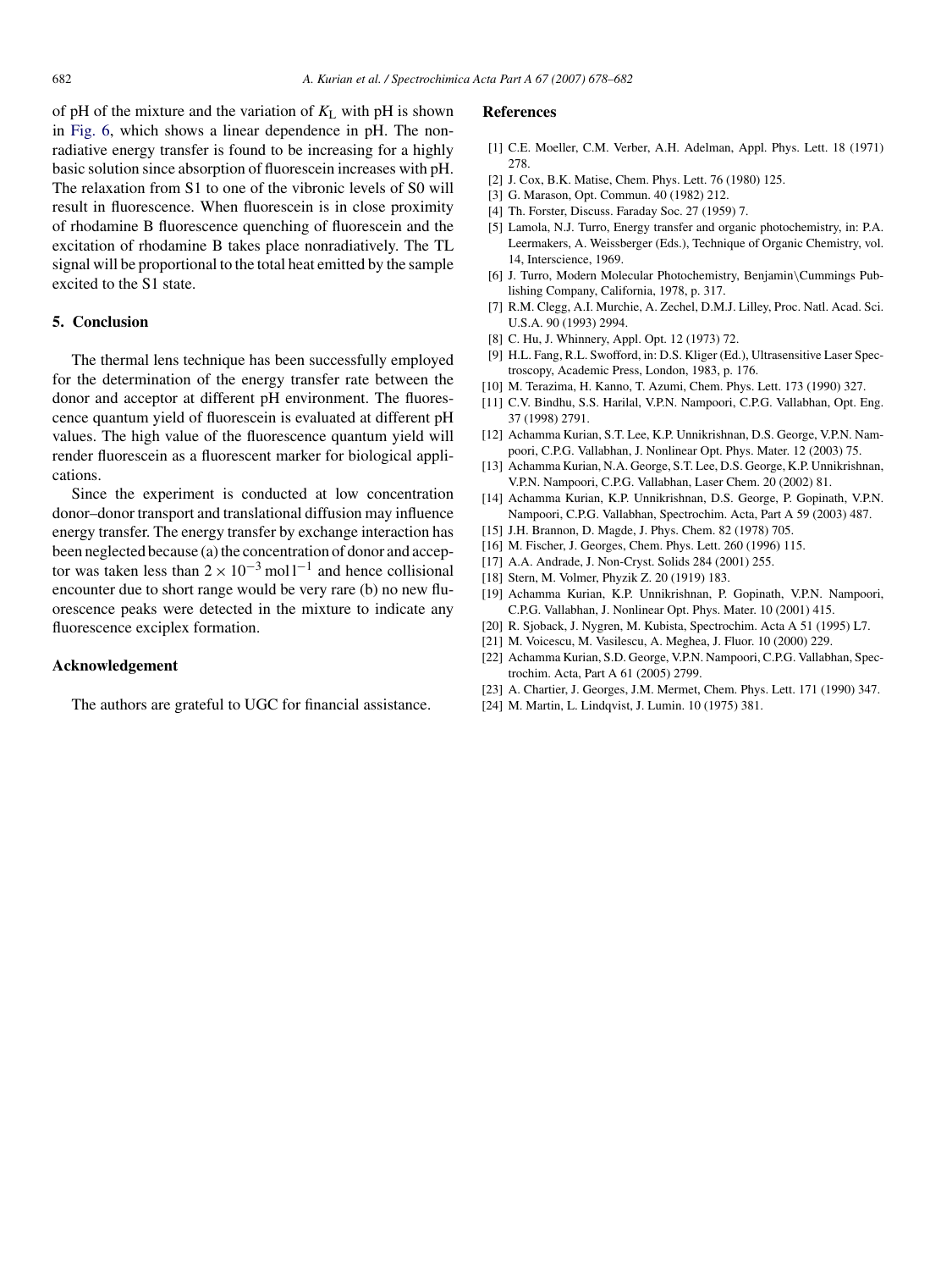of pH of the mixture and the variation of $K_L$ with pH is shown in Fig. 6, which shows a linear dependence in pH. The non-radiative energy transfer is found to be increasing for a highly basic solution since absorption of fluorescein increases with pH. The relaxation from S1 to one of the vibronic levels of S0 will result in fluorescence. When fluorescein is in close proximity of rhodamine B fluorescence quenching of fluorescein and the excitation of rhodamine B takes place nonradiatively. The TL signal will be proportional to the total heat emitted by the sample excited to the S1 state.

## 5. Conclusion

The thermal lens technique has been successfully employed for the determination of the energy transfer rate between the donor and acceptor at different pH environment. The fluorescence quantum yield of fluorescein is evaluated at different pH values. The high value of the fluorescence quantum yield will render fluorescein as a fluorescent marker for biological applications.

Since the experiment is conducted at low concentration donor–donor transport and translational diffusion may influence energy transfer. The energy transfer by exchange interaction has been neglected because (a) the concentration of donor and acceptor was taken less than $2 \times 10^{-3}$ mol l$^{-1}$ and hence collisional encounter due to short range would be very rare (b) no new fluorescence peaks were detected in the mixture to indicate any fluorescence exciplex formation.

## Acknowledgement

The authors are grateful to UGC for financial assistance.

## References

[1] C.E. Moeller, C.M. Verber, A.H. Adelman, Appl. Phys. Lett. 18 (1971) 278.

[2] J. Cox, B.K. Matise, Chem. Phys. Lett. 76 (1980) 125.

[3] G. Marason, Opt. Commun. 40 (1982) 212.

[4] Th. Forster, Discuss. Faraday Soc. 27 (1959) 7.

[5] Lamola, N.J. Turro, Energy transfer and organic photochemistry, in: P.A. Leermakers, A. Weissberger (Eds.), Technique of Organic Chemistry, vol. 14, Interscience, 1969.

[6] J. Turro, Modern Molecular Photochemistry, Benjamin\Cummings Publishing Company, California, 1978, p. 317.

[7] R.M. Clegg, A.I. Murchie, A. Zechel, D.M.J. Lilley, Proc. Natl. Acad. Sci. U.S.A. 90 (1993) 2994.

[8] C. Hu, J. Whinnery, Appl. Opt. 12 (1973) 72.

[9] H.L. Fang, R.L. Swofford, in: D.S. Kliger (Ed.), Ultrasensitive Laser Spectroscopy, Academic Press, London, 1983, p. 176.

[10] M. Terazima, H. Kanno, T. Azumi, Chem. Phys. Lett. 173 (1990) 327.

[11] C.V. Bindhu, S.S. Harilal, V.P.N. Nampoori, C.P.G. Vallabhan, Opt. Eng. 37 (1998) 2791.

[12] Achamma Kurian, S.T. Lee, K.P. Unnikrishnan, D.S. George, V.P.N. Nampoori, C.P.G. Vallabhan, J. Nonlinear Opt. Phys. Mater. 12 (2003) 75.

[13] Achamma Kurian, N.A. George, S.T. Lee, D.S. George, K.P. Unnikrishnan, V.P.N. Nampoori, C.P.G. Vallabhan, Laser Chem. 20 (2002) 81.

[14] Achamma Kurian, K.P. Unnikrishnan, D.S. George, P. Gopinath, V.P.N. Nampoori, C.P.G. Vallabhan, Spectrochim. Acta, Part A 59 (2003) 487.

[15] J.H. Brannon, D. Magde, J. Phys. Chem. 82 (1978) 705.

[16] M. Fischer, J. Georges, Chem. Phys. Lett. 260 (1996) 115.

[17] A.A. Andrade, J. Non-Cryst. Solids 284 (2001) 255.

[18] Stern, M. Volmer, Phyzik Z. 20 (1919) 183.

[19] Achamma Kurian, K.P. Unnikrishnan, P. Gopinath, V.P.N. Nampoori, C.P.G. Vallabhan, J. Nonlinear Opt. Phys. Mater. 10 (2001) 415.

[20] R. Sjoback, J. Nygren, M. Kubista, Spectrochim. Acta A 51 (1995) L7.

[21] M. Voicescu, M. Vasilescu, A. Meghea, J. Fluor. 10 (2000) 229.

[22] Achamma Kurian, S.D. George, V.P.N. Nampoori, C.P.G. Vallabhan, Spectrochim. Acta, Part A 61 (2005) 2799.

[23] A. Chartier, J. Georges, J.M. Mermet, Chem. Phys. Lett. 171 (1990) 347.

[24] M. Martin, L. Lindqvist, J. Lumin. 10 (1975) 381.